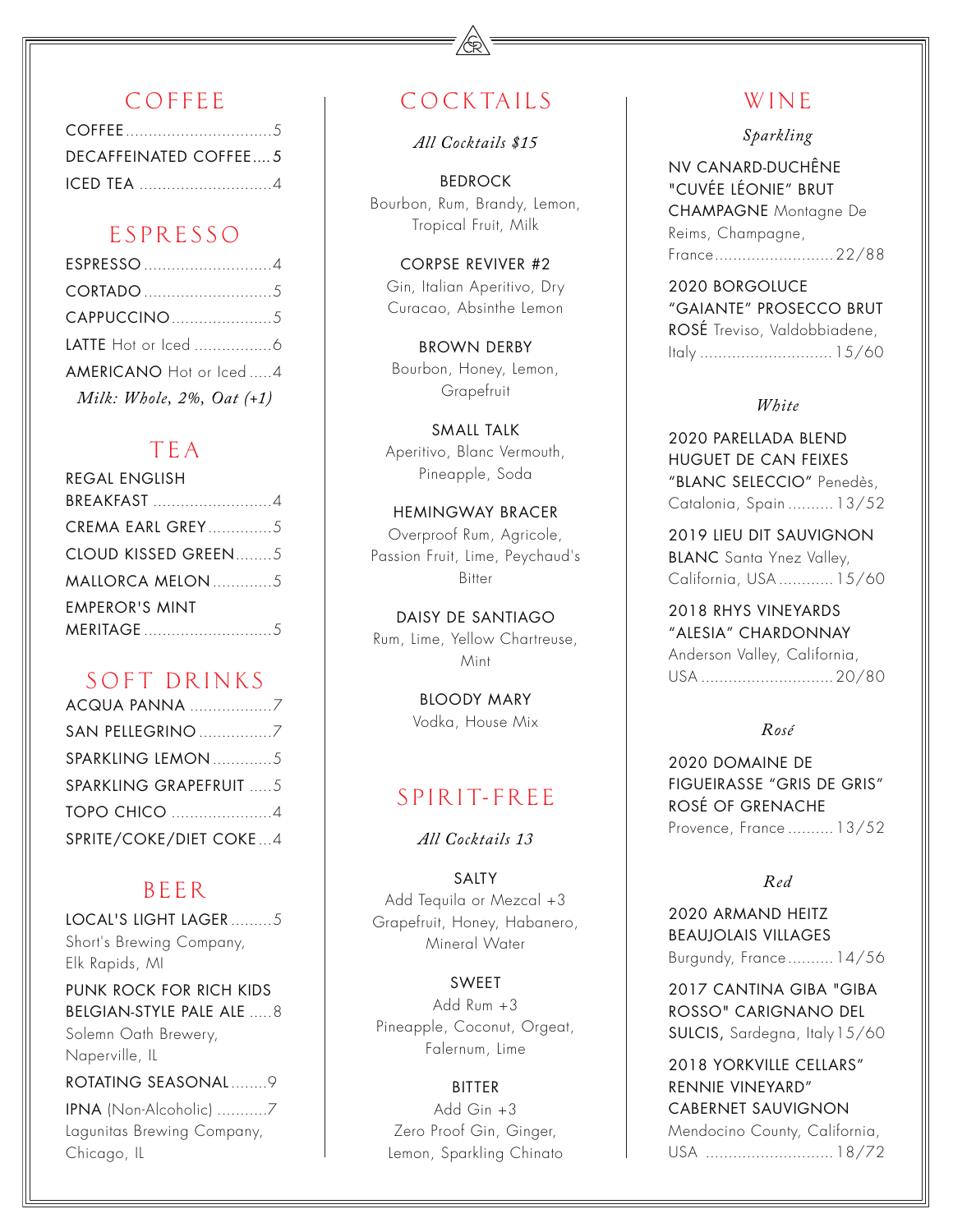## COFFEE

- COFFEE ... 5
- DECAFFEINATED COFFEE ... 5
- ICED TEA ... 4

## ESPRESSO

- ESPRESSO ... 4
- CORTADO ... 5
- CAPPUCCINO ... 5
- LATTE Hot or Iced ... 6
- AMERICANO Hot or Iced ... 4

*Milk: Whole, 2%, Oat (+1)*

## TEA

- REGAL ENGLISH BREAKFAST ... 4
- CREMA EARL GREY ... 5
- CLOUD KISSED GREEN ... 5
- MALLORCA MELON ... 5
- EMPEROR'S MINT MERITAGE ... 5

## SOFT DRINKS

- ACQUA PANNA ... 7
- SAN PELLEGRINO ... 7
- SPARKLING LEMON ... 5
- SPARKLING GRAPEFRUIT ... 5
- TOPO CHICO ... 4
- SPRITE/COKE/DIET COKE ... 4

## BEER

LOCAL'S LIGHT LAGER ... 5
Short's Brewing Company, Elk Rapids, MI

PUNK ROCK FOR RICH KIDS BELGIAN-STYLE PALE ALE ... 8
Solemn Oath Brewery, Naperville, IL

ROTATING SEASONAL ... 9

IPNA (Non-Alcoholic) ... 7
Lagunitas Brewing Company, Chicago, IL

## COCKTAILS

*All Cocktails $15*

BEDROCK
Bourbon, Rum, Brandy, Lemon, Tropical Fruit, Milk

CORPSE REVIVER #2
Gin, Italian Aperitivo, Dry Curacao, Absinthe Lemon

BROWN DERBY
Bourbon, Honey, Lemon, Grapefruit

SMALL TALK
Aperitivo, Blanc Vermouth, Pineapple, Soda

HEMINGWAY BRACER
Overproof Rum, Agricole, Passion Fruit, Lime, Peychaud's Bitter

DAISY DE SANTIAGO
Rum, Lime, Yellow Chartreuse, Mint

BLOODY MARY
Vodka, House Mix

## SPIRIT-FREE

*All Cocktails 13*

SALTY
Add Tequila or Mezcal +3
Grapefruit, Honey, Habanero, Mineral Water

SWEET
Add Rum +3
Pineapple, Coconut, Orgeat, Falernum, Lime

BITTER
Add Gin +3
Zero Proof Gin, Ginger, Lemon, Sparkling Chinato

## WINE

### *Sparkling*

NV CANARD-DUCHÊNE "CUVÉE LÉONIE" BRUT CHAMPAGNE Montagne De Reims, Champagne, France ... 22/88

2020 BORGOLUCE "GAIANTE" PROSECCO BRUT ROSÉ Treviso, Valdobbiadene, Italy ... 15/60

### *White*

2020 PARELLADA BLEND HUGUET DE CAN FEIXES "BLANC SELECCIO" Penedès, Catalonia, Spain ... 13/52

2019 LIEU DIT SAUVIGNON BLANC Santa Ynez Valley, California, USA ... 15/60

2018 RHYS VINEYARDS "ALESIA" CHARDONNAY Anderson Valley, California, USA ... 20/80

### *Rosé*

2020 DOMAINE DE FIGUEIRASSE "GRIS DE GRIS" ROSÉ OF GRENACHE Provence, France ... 13/52

### *Red*

2020 ARMAND HEITZ BEAUJOLAIS VILLAGES Burgundy, France ... 14/56

2017 CANTINA GIBA "GIBA ROSSO" CARIGNANO DEL SULCIS, Sardegna, Italy ... 15/60

2018 YORKVILLE CELLARS" RENNIE VINEYARD" CABERNET SAUVIGNON Mendocino County, California, USA ... 18/72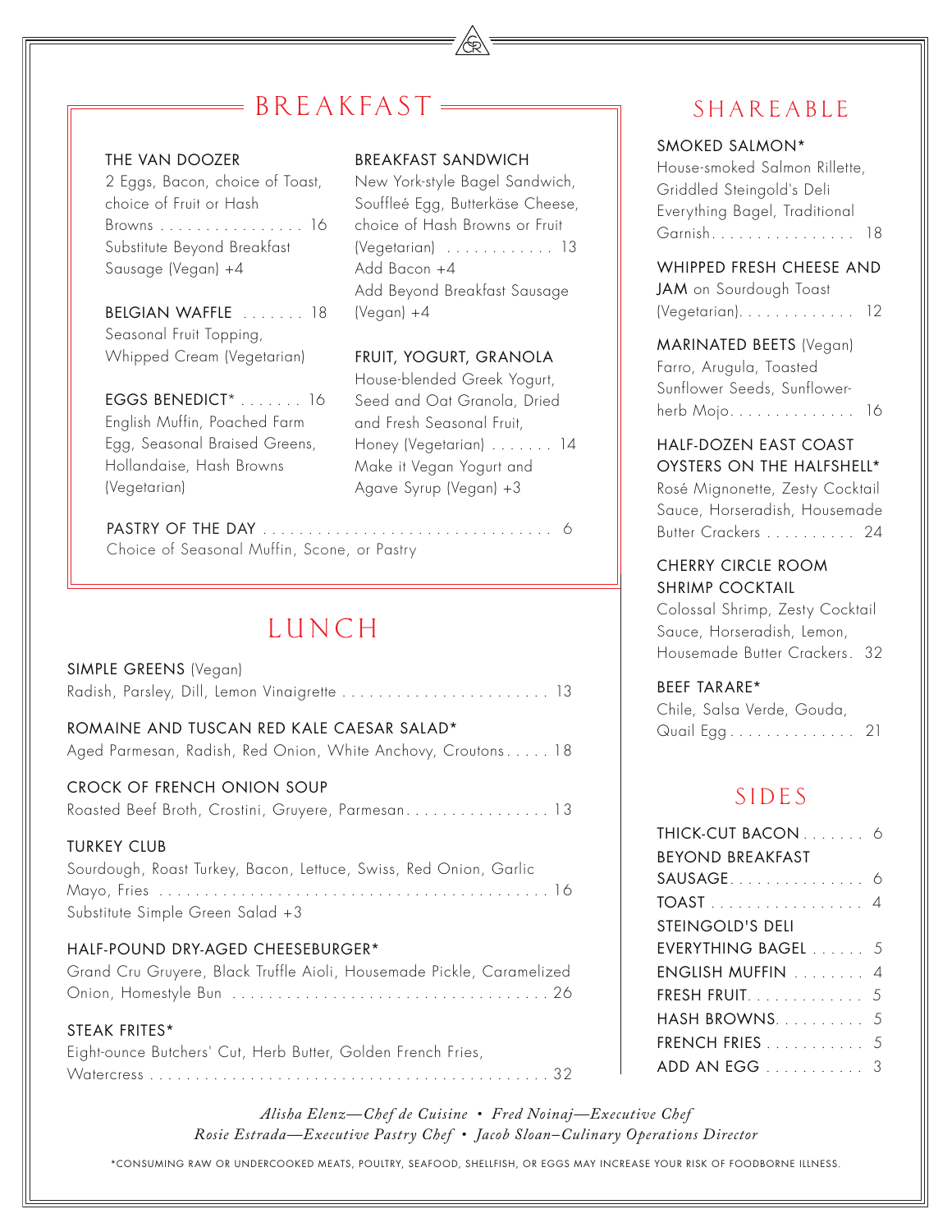## BREAKFAST

**THE VAN DOOZER**
2 Eggs, Bacon, choice of Toast, choice of Fruit or Hash Browns . . . . . . . . . . . . . . . . 16
Substitute Beyond Breakfast Sausage (Vegan) +4

**BELGIAN WAFFLE** . . . . . . . 18
Seasonal Fruit Topping, Whipped Cream (Vegetarian)

**EGGS BENEDICT*** . . . . . . . 16
English Muffin, Poached Farm Egg, Seasonal Braised Greens, Hollandaise, Hash Browns (Vegetarian)

**BREAKFAST SANDWICH**
New York-style Bagel Sandwich, Souffleé Egg, Butterkäse Cheese, choice of Hash Browns or Fruit (Vegetarian) . . . . . . . . . . . . 13
Add Bacon +4
Add Beyond Breakfast Sausage (Vegan) +4

**FRUIT, YOGURT, GRANOLA**
House-blended Greek Yogurt, Seed and Oat Granola, Dried and Fresh Seasonal Fruit, Honey (Vegetarian) . . . . . . . 14
Make it Vegan Yogurt and Agave Syrup (Vegan) +3

**PASTRY OF THE DAY** . . . . . . . . . . . . . . . . . . . . . . . . . . . . . . . . 6
Choice of Seasonal Muffin, Scone, or Pastry

## LUNCH

**SIMPLE GREENS** (Vegan)
Radish, Parsley, Dill, Lemon Vinaigrette . . . . . . . . . . . . . . . . . . . . . . . 13

**ROMAINE AND TUSCAN RED KALE CAESAR SALAD***
Aged Parmesan, Radish, Red Onion, White Anchovy, Croutons . . . . . 18

**CROCK OF FRENCH ONION SOUP**
Roasted Beef Broth, Crostini, Gruyere, Parmesan . . . . . . . . . . . . . . . . 13

**TURKEY CLUB**
Sourdough, Roast Turkey, Bacon, Lettuce, Swiss, Red Onion, Garlic Mayo, Fries . . . . . . . . . . . . . . . . . . . . . . . . . . . . . . . . . . . . . . . . . . 16
Substitute Simple Green Salad +3

**HALF-POUND DRY-AGED CHEESEBURGER***
Grand Cru Gruyere, Black Truffle Aioli, Housemade Pickle, Caramelized Onion, Homestyle Bun . . . . . . . . . . . . . . . . . . . . . . . . . . . . . . . . . . 26

**STEAK FRITES***
Eight-ounce Butchers' Cut, Herb Butter, Golden French Fries, Watercress . . . . . . . . . . . . . . . . . . . . . . . . . . . . . . . . . . . . . . . . . . . 32

## SHAREABLE

**SMOKED SALMON***
House-smoked Salmon Rillette, Griddled Steingold's Deli Everything Bagel, Traditional Garnish . . . . . . . . . . . . . . . . 18

**WHIPPED FRESH CHEESE AND JAM** on Sourdough Toast (Vegetarian) . . . . . . . . . . . . . 12

**MARINATED BEETS** (Vegan)
Farro, Arugula, Toasted Sunflower Seeds, Sunflower-herb Mojo . . . . . . . . . . . . . . 16

**HALF-DOZEN EAST COAST OYSTERS ON THE HALFSHELL***
Rosé Mignonette, Zesty Cocktail Sauce, Horseradish, Housemade Butter Crackers . . . . . . . . . . 24

**CHERRY CIRCLE ROOM SHRIMP COCKTAIL**
Colossal Shrimp, Zesty Cocktail Sauce, Horseradish, Lemon, Housemade Butter Crackers . 32

**BEEF TARARE***
Chile, Salsa Verde, Gouda, Quail Egg . . . . . . . . . . . . . . 21

## SIDES

**THICK-CUT BACON** . . . . . . . 6
**BEYOND BREAKFAST SAUSAGE** . . . . . . . . . . . . . . . 6
**TOAST** . . . . . . . . . . . . . . . . . 4
**STEINGOLD'S DELI EVERYTHING BAGEL** . . . . . . 5
**ENGLISH MUFFIN** . . . . . . . . 4
**FRESH FRUIT** . . . . . . . . . . . . . 5
**HASH BROWNS** . . . . . . . . . . 5
**FRENCH FRIES** . . . . . . . . . . . 5
**ADD AN EGG** . . . . . . . . . . . 3

*Alisha Elenz—Chef de Cuisine • Fred Noinaj—Executive Chef*
*Rosie Estrada—Executive Pastry Chef • Jacob Sloan–Culinary Operations Director*

*CONSUMING RAW OR UNDERCOOKED MEATS, POULTRY, SEAFOOD, SHELLFISH, OR EGGS MAY INCREASE YOUR RISK OF FOODBORNE ILLNESS.